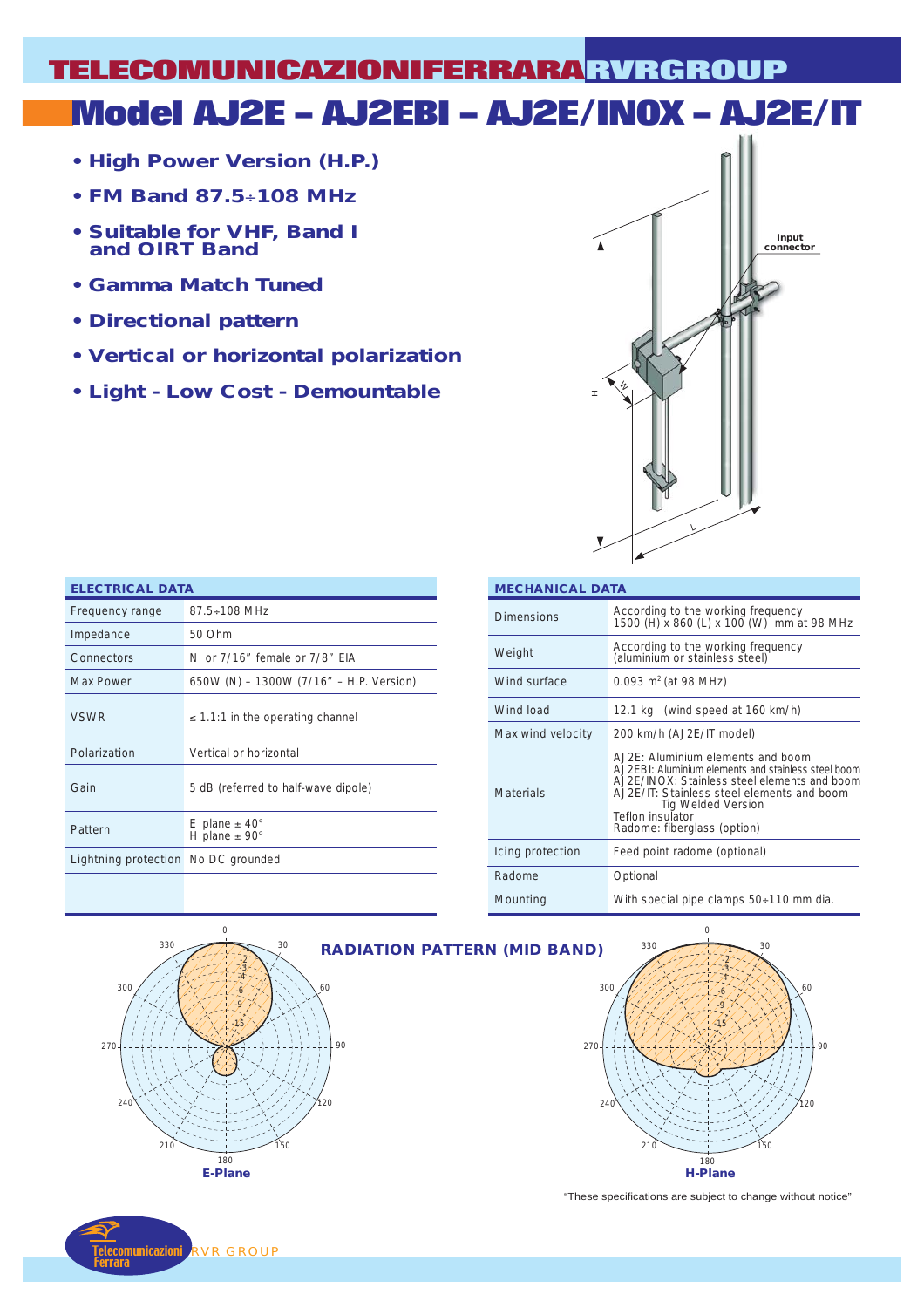# TELECOMUNICAZIONIFERRARA RVRGROUP

# Model AJ2E – AJ2EBI – AJ2E/INOX – AJ2E/IT

- **High Power Version (H.P.)**
- **FM Band 87.5÷108 MHz**
- **Suitable for VHF, Band I and OIRT Band**
- **Gamma Match Tuned**
- **Directional pattern**
- **Vertical or horizontal polarization**
- **Light - Low Cost - Demountable**

Input connector

| ELECTRICAL DATA | |
|---|---|
| Frequency range | 87.5÷108 MHz |
| Impedance | 50 Ohm |
| Connectors | N or 7/16" female or 7/8" EIA |
| Max Power | 650W (N) – 1300W (7/16" – H.P. Version) |
| VSWR | ≤ 1.1:1 in the operating channel |
| Polarization | Vertical or horizontal |
| Gain | 5 dB (referred to half-wave dipole) |
| Pattern | E plane ± 40°<br>H plane ± 90° |
| Lightning protection | No DC grounded |

| MECHANICAL DATA | |
|---|---|
| Dimensions | According to the working frequency<br>1500 (H) x 860 (L) x 100 (W) mm at 98 MHz |
| Weight | According to the working frequency<br>(aluminium or stainless steel) |
| Wind surface | 0.093 m² (at 98 MHz) |
| Wind load | 12.1 kg (wind speed at 160 km/h) |
| Max wind velocity | 200 km/h (AJ2E/IT model) |
| Materials | AJ2E: Aluminium elements and boom<br>AJ2EBI: Aluminium elements and stainless steel boom<br>AJ2E/INOX: Stainless steel elements and boom<br>AJ2E/IT: Stainless steel elements and boom Tig Welded Version<br>Teflon insulator<br>Radome: fiberglass (option) |
| Icing protection | Feed point radome (optional) |
| Radome | Optional |
| Mounting | With special pipe clamps 50÷110 mm dia. |

## RADIATION PATTERN (MID BAND)

E-Plane

H-Plane

"These specifications are subject to change without notice"

Telecomunicazioni Ferrara RVR GROUP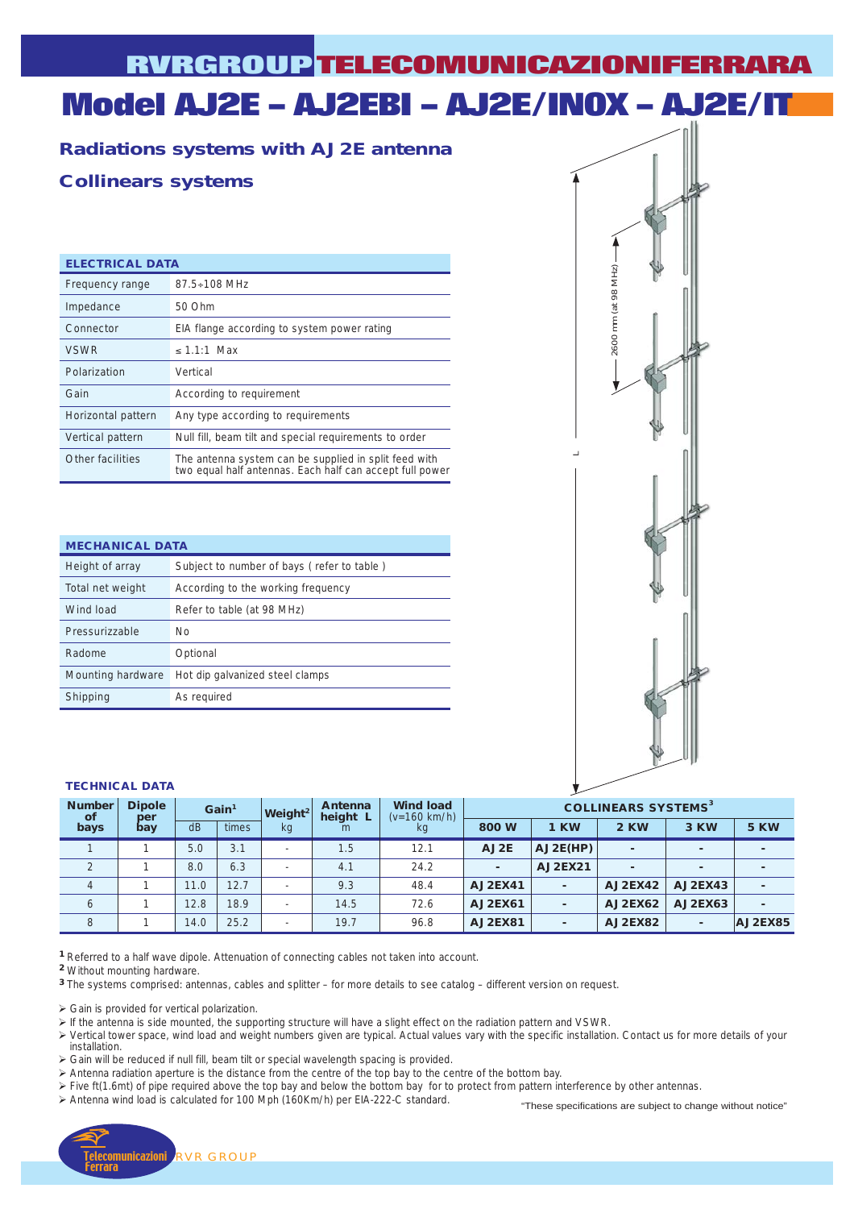# RVRGROUP TELECOMUNICAZIONIFERRARA

# Model AJ2E – AJ2EBI – AJ2E/INOX – AJ2E/IT

## Radiations systems with AJ2E antenna

## Collinears systems

| ELECTRICAL DATA | |
|---|---|
| Frequency range | 87.5÷108 MHz |
| Impedance | 50 Ohm |
| Connector | EIA flange according to system power rating |
| VSWR | ≤ 1.1:1 Max |
| Polarization | Vertical |
| Gain | According to requirement |
| Horizontal pattern | Any type according to requirements |
| Vertical pattern | Null fill, beam tilt and special requirements to order |
| Other facilities | The antenna system can be supplied in split feed with two equal half antennas. Each half can accept full power |

| MECHANICAL DATA | |
|---|---|
| Height of array | Subject to number of bays ( refer to table ) |
| Total net weight | According to the working frequency |
| Wind load | Refer to table (at 98 MHz) |
| Pressurizzable | No |
| Radome | Optional |
| Mounting hardware | Hot dip galvanized steel clamps |
| Shipping | As required |

2600 mm (at 98 MHz)

L

### TECHNICAL DATA

| Number of bays | Dipole per bay | Gain[1] | | Weight[2] | Antenna height L | Wind load (v=160 km/h) | COLLINEARS SYSTEMS[3] | | | | |
|---|---|---|---|---|---|---|---|---|---|---|---|
| | | dB | times | kg | m | kg | 800 W | 1 KW | 2 KW | 3 KW | 5 KW |
| 1 | 1 | 5.0 | 3.1 | - | 1.5 | 12.1 | AJ2E | AJ2E(HP) | - | - | - |
| 2 | 1 | 8.0 | 6.3 | - | 4.1 | 24.2 | - | AJ2EX21 | - | - | - |
| 4 | 1 | 11.0 | 12.7 | - | 9.3 | 48.4 | AJ2EX41 | - | AJ2EX42 | AJ2EX43 | - |
| 6 | 1 | 12.8 | 18.9 | - | 14.5 | 72.6 | AJ2EX61 | - | AJ2EX62 | AJ2EX63 | - |
| 8 | 1 | 14.0 | 25.2 | - | 19.7 | 96.8 | AJ2EX81 | - | AJ2EX82 | - | AJ2EX85 |

[1] Referred to a half wave dipole. Attenuation of connecting cables not taken into account.

[2] Without mounting hardware.

[3] The systems comprised: antennas, cables and splitter – for more details to see catalog – different version on request.

- Gain is provided for vertical polarization.
- If the antenna is side mounted, the supporting structure will have a slight effect on the radiation pattern and VSWR.
- Vertical tower space, wind load and weight numbers given are typical. Actual values vary with the specific installation. Contact us for more details of your installation.
- Gain will be reduced if null fill, beam tilt or special wavelength spacing is provided.
- Antenna radiation aperture is the distance from the centre of the top bay to the centre of the bottom bay.
- Five ft(1.6mt) of pipe required above the top bay and below the bottom bay for to protect from pattern interference by other antennas.
- Antenna wind load is calculated for 100 Mph (160Km/h) per EIA-222-C standard.

"These specifications are subject to change without notice"

Telecomunicazioni Ferrara RVR GROUP